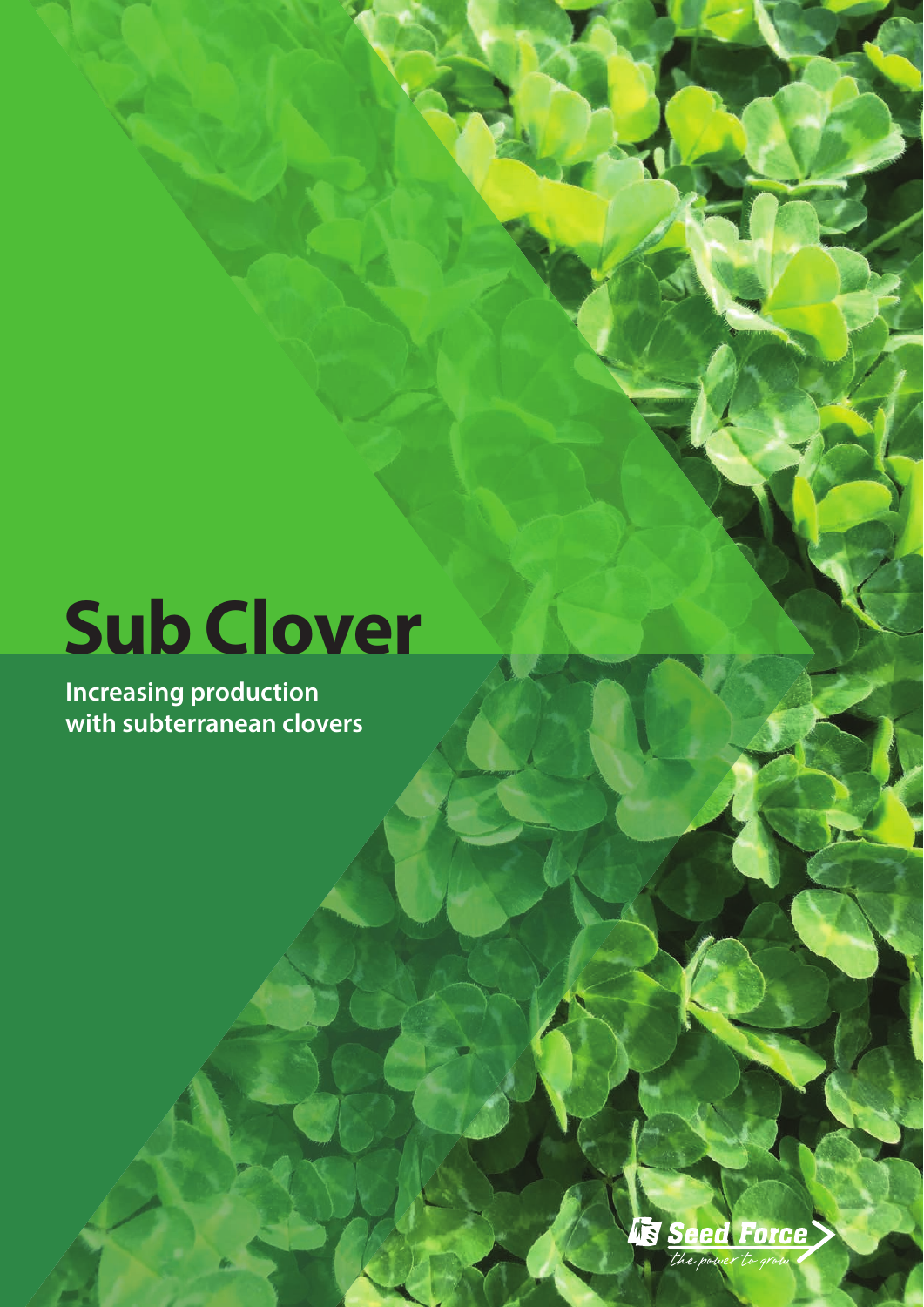# Sub Clover

**Increasing production with subterranean clovers**

Seed Force

*the power to grow*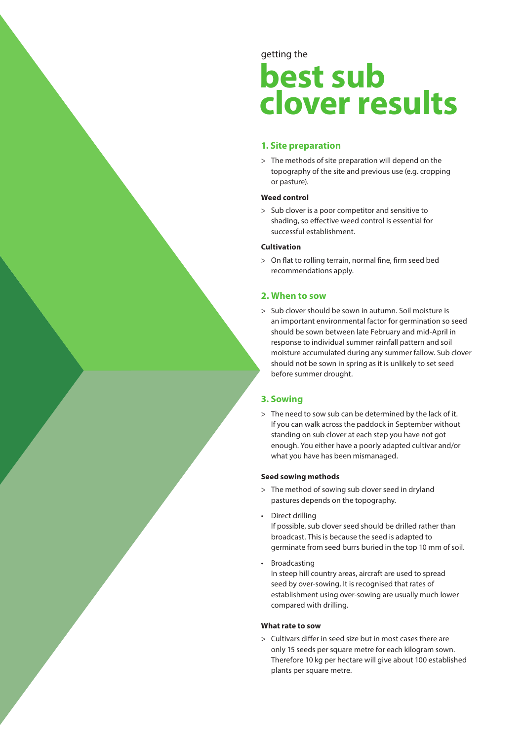getting the

# best sub clover results

## 1. Site preparation

> The methods of site preparation will depend on the topography of the site and previous use (e.g. cropping or pasture).

**Weed control**

> Sub clover is a poor competitor and sensitive to shading, so effective weed control is essential for successful establishment.

**Cultivation**

> On flat to rolling terrain, normal fine, firm seed bed recommendations apply.

## 2. When to sow

> Sub clover should be sown in autumn. Soil moisture is an important environmental factor for germination so seed should be sown between late February and mid-April in response to individual summer rainfall pattern and soil moisture accumulated during any summer fallow. Sub clover should not be sown in spring as it is unlikely to set seed before summer drought.

## 3. Sowing

> The need to sow sub can be determined by the lack of it. If you can walk across the paddock in September without standing on sub clover at each step you have not got enough. You either have a poorly adapted cultivar and/or what you have has been mismanaged.

**Seed sowing methods**

> The method of sowing sub clover seed in dryland pastures depends on the topography.

- Direct drilling
  If possible, sub clover seed should be drilled rather than broadcast. This is because the seed is adapted to germinate from seed burrs buried in the top 10 mm of soil.
- Broadcasting
  In steep hill country areas, aircraft are used to spread seed by over-sowing. It is recognised that rates of establishment using over-sowing are usually much lower compared with drilling.

**What rate to sow**

> Cultivars differ in seed size but in most cases there are only 15 seeds per square metre for each kilogram sown. Therefore 10 kg per hectare will give about 100 established plants per square metre.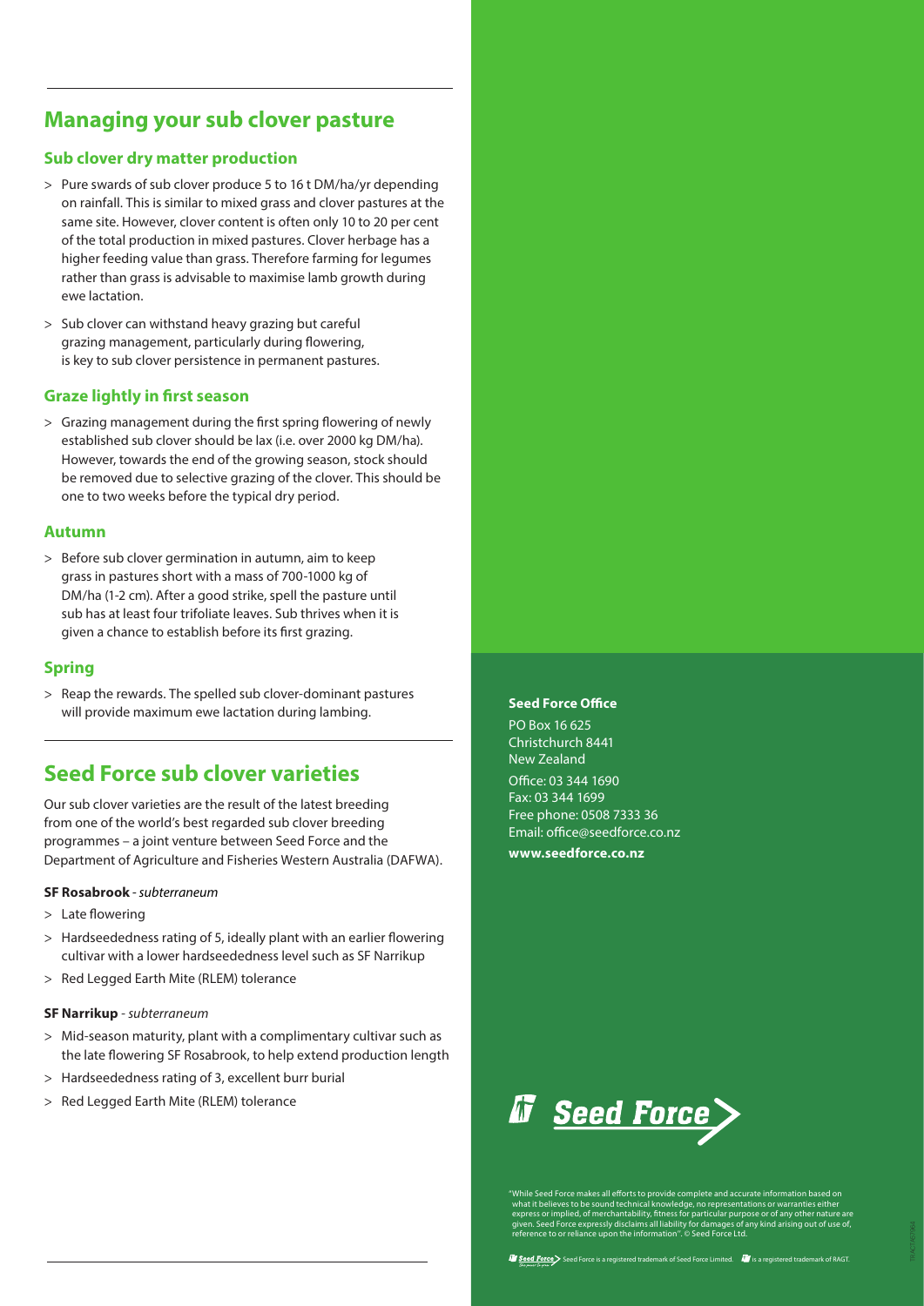## Managing your sub clover pasture

### Sub clover dry matter production

> Pure swards of sub clover produce 5 to 16 t DM/ha/yr depending on rainfall. This is similar to mixed grass and clover pastures at the same site. However, clover content is often only 10 to 20 per cent of the total production in mixed pastures. Clover herbage has a higher feeding value than grass. Therefore farming for legumes rather than grass is advisable to maximise lamb growth during ewe lactation.

> Sub clover can withstand heavy grazing but careful grazing management, particularly during flowering, is key to sub clover persistence in permanent pastures.

### Graze lightly in first season

> Grazing management during the first spring flowering of newly established sub clover should be lax (i.e. over 2000 kg DM/ha). However, towards the end of the growing season, stock should be removed due to selective grazing of the clover. This should be one to two weeks before the typical dry period.

### Autumn

> Before sub clover germination in autumn, aim to keep grass in pastures short with a mass of 700-1000 kg of DM/ha (1-2 cm). After a good strike, spell the pasture until sub has at least four trifoliate leaves. Sub thrives when it is given a chance to establish before its first grazing.

### Spring

> Reap the rewards. The spelled sub clover-dominant pastures will provide maximum ewe lactation during lambing.

## Seed Force sub clover varieties

Our sub clover varieties are the result of the latest breeding from one of the world's best regarded sub clover breeding programmes – a joint venture between Seed Force and the Department of Agriculture and Fisheries Western Australia (DAFWA).

**SF Rosabrook** - *subterraneum*

> Late flowering

> Hardseededness rating of 5, ideally plant with an earlier flowering cultivar with a lower hardseededness level such as SF Narrikup

> Red Legged Earth Mite (RLEM) tolerance

**SF Narrikup** - *subterraneum*

> Mid-season maturity, plant with a complimentary cultivar such as the late flowering SF Rosabrook, to help extend production length

> Hardseededness rating of 3, excellent burr burial

> Red Legged Earth Mite (RLEM) tolerance

**Seed Force Office**

PO Box 16 625
Christchurch 8441
New Zealand

Office: 03 344 1690
Fax: 03 344 1699
Free phone: 0508 7333 36
Email: office@seedforce.co.nz

**www.seedforce.co.nz**

Seed Force

"While Seed Force makes all efforts to provide complete and accurate information based on what it believes to be sound technical knowledge, no representations or warranties either express or implied, of merchantability, fitness for particular purpose or of any other nature are given. Seed Force expressly disclaims all liability for damages of any kind arising out of use of, reference to or reliance upon the information". © Seed Force Ltd.

Seed Force is a registered trademark of Seed Force Limited. is a registered trademark of RAGT.